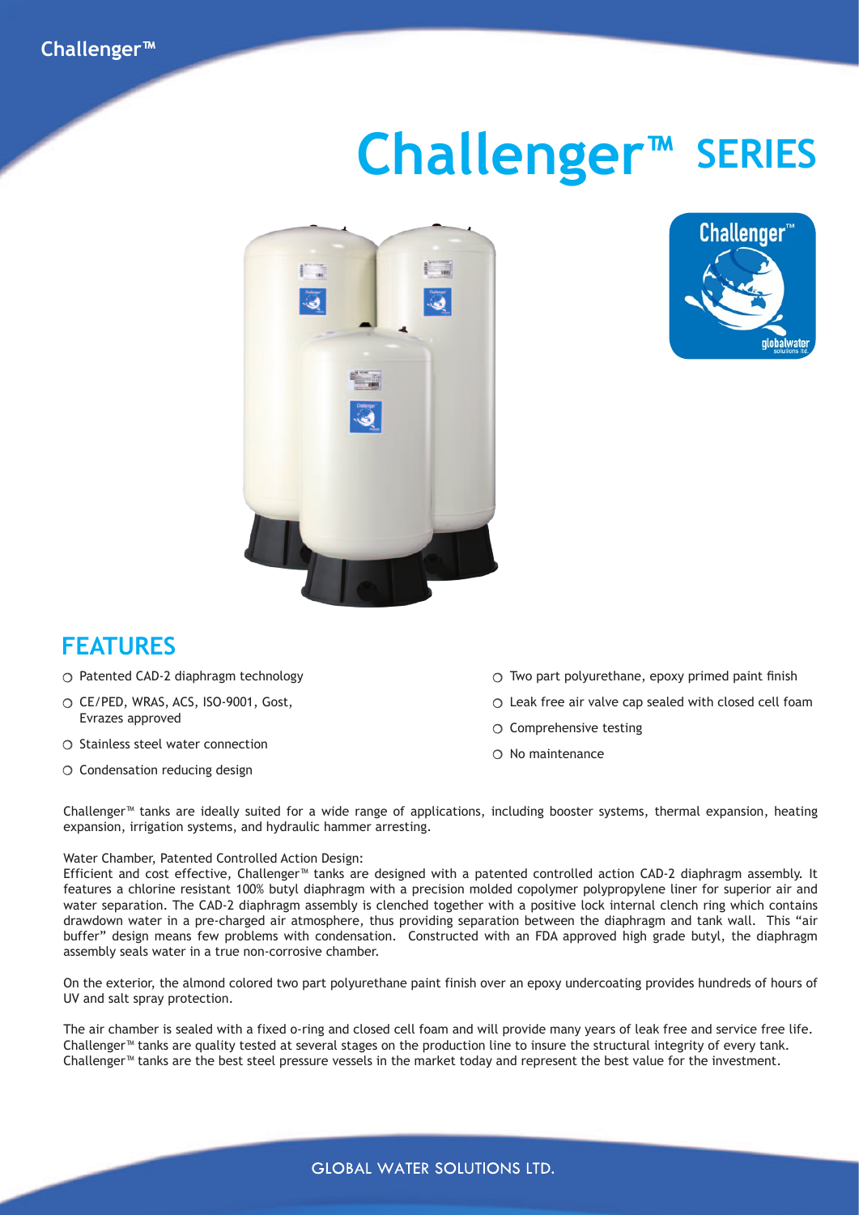# Challenger™ SERIES

## FEATURES

- Patented CAD-2 diaphragm technology
- CE/PED, WRAS, ACS, ISO-9001, Gost, Evrazes approved
- Stainless steel water connection
- Condensation reducing design
- Two part polyurethane, epoxy primed paint finish
- Leak free air valve cap sealed with closed cell foam
- Comprehensive testing
- No maintenance

Challenger™ tanks are ideally suited for a wide range of applications, including booster systems, thermal expansion, heating expansion, irrigation systems, and hydraulic hammer arresting.

Water Chamber, Patented Controlled Action Design:
Efficient and cost effective, Challenger™ tanks are designed with a patented controlled action CAD-2 diaphragm assembly. It features a chlorine resistant 100% butyl diaphragm with a precision molded copolymer polypropylene liner for superior air and water separation. The CAD-2 diaphragm assembly is clenched together with a positive lock internal clench ring which contains drawdown water in a pre-charged air atmosphere, thus providing separation between the diaphragm and tank wall. This "air buffer" design means few problems with condensation. Constructed with an FDA approved high grade butyl, the diaphragm assembly seals water in a true non-corrosive chamber.

On the exterior, the almond colored two part polyurethane paint finish over an epoxy undercoating provides hundreds of hours of UV and salt spray protection.

The air chamber is sealed with a fixed o-ring and closed cell foam and will provide many years of leak free and service free life. Challenger™ tanks are quality tested at several stages on the production line to insure the structural integrity of every tank. Challenger™ tanks are the best steel pressure vessels in the market today and represent the best value for the investment.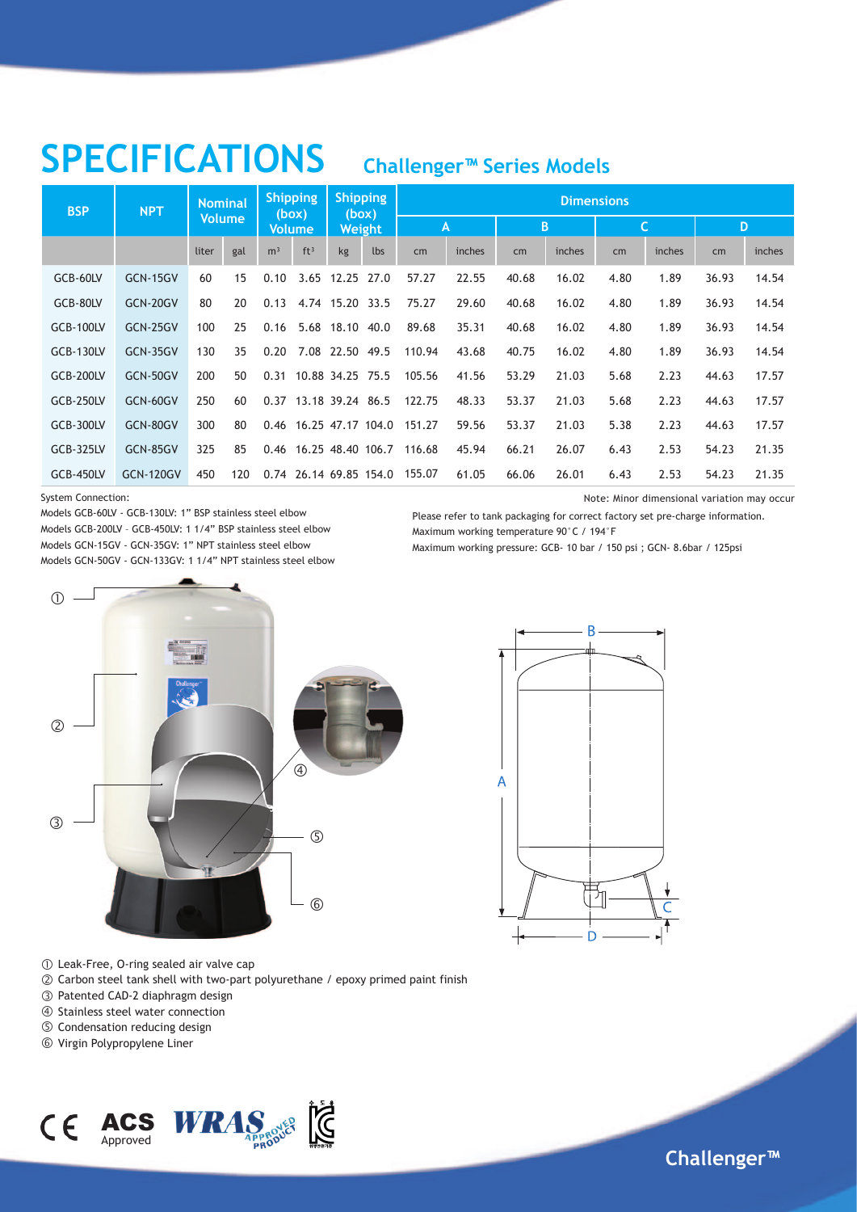# SPECIFICATIONS

## Challenger™ Series Models

| BSP | NPT | Nominal Volume | | Shipping (box) Volume | | Shipping (box) Weight | | Dimensions | | | | | | | |
|---|---|---|---|---|---|---|---|---|---|---|---|---|---|---|---|
| | | | | | | | | A | | B | | C | | D | |
| | | liter | gal | m³ | ft³ | kg | lbs | cm | inches | cm | inches | cm | inches | cm | inches |
| GCB-60LV | GCN-15GV | 60 | 15 | 0.10 | 3.65 | 12.25 | 27.0 | 57.27 | 22.55 | 40.68 | 16.02 | 4.80 | 1.89 | 36.93 | 14.54 |
| GCB-80LV | GCN-20GV | 80 | 20 | 0.13 | 4.74 | 15.20 | 33.5 | 75.27 | 29.60 | 40.68 | 16.02 | 4.80 | 1.89 | 36.93 | 14.54 |
| GCB-100LV | GCN-25GV | 100 | 25 | 0.16 | 5.68 | 18.10 | 40.0 | 89.68 | 35.31 | 40.68 | 16.02 | 4.80 | 1.89 | 36.93 | 14.54 |
| GCB-130LV | GCN-35GV | 130 | 35 | 0.20 | 7.08 | 22.50 | 49.5 | 110.94 | 43.68 | 40.75 | 16.02 | 4.80 | 1.89 | 36.93 | 14.54 |
| GCB-200LV | GCN-50GV | 200 | 50 | 0.31 | 10.88 | 34.25 | 75.5 | 105.56 | 41.56 | 53.29 | 21.03 | 5.68 | 2.23 | 44.63 | 17.57 |
| GCB-250LV | GCN-60GV | 250 | 60 | 0.37 | 13.18 | 39.24 | 86.5 | 122.75 | 48.33 | 53.37 | 21.03 | 5.68 | 2.23 | 44.63 | 17.57 |
| GCB-300LV | GCN-80GV | 300 | 80 | 0.46 | 16.25 | 47.17 | 104.0 | 151.27 | 59.56 | 53.37 | 21.03 | 5.38 | 2.23 | 44.63 | 17.57 |
| GCB-325LV | GCN-85GV | 325 | 85 | 0.46 | 16.25 | 48.40 | 106.7 | 116.68 | 45.94 | 66.21 | 26.07 | 6.43 | 2.53 | 54.23 | 21.35 |
| GCB-450LV | GCN-120GV | 450 | 120 | 0.74 | 26.14 | 69.85 | 154.0 | 155.07 | 61.05 | 66.06 | 26.01 | 6.43 | 2.53 | 54.23 | 21.35 |

System Connection:
Models GCB-60LV - GCB-130LV: 1" BSP stainless steel elbow
Models GCB-200LV - GCB-450LV: 1 1/4" BSP stainless steel elbow
Models GCN-15GV - GCN-35GV: 1" NPT stainless steel elbow
Models GCN-50GV - GCN-133GV: 1 1/4" NPT stainless steel elbow

Note: Minor dimensional variation may occur

Please refer to tank packaging for correct factory set pre-charge information.
Maximum working temperature 90°C / 194°F
Maximum working pressure: GCB- 10 bar / 150 psi ; GCN- 8.6bar / 125psi

① Leak-Free, O-ring sealed air valve cap
② Carbon steel tank shell with two-part polyurethane / epoxy primed paint finish
③ Patented CAD-2 diaphragm design
④ Stainless steel water connection
⑤ Condensation reducing design
⑥ Virgin Polypropylene Liner

CE ACS Approved WRAS APPROVED PRODUCT

Challenger™